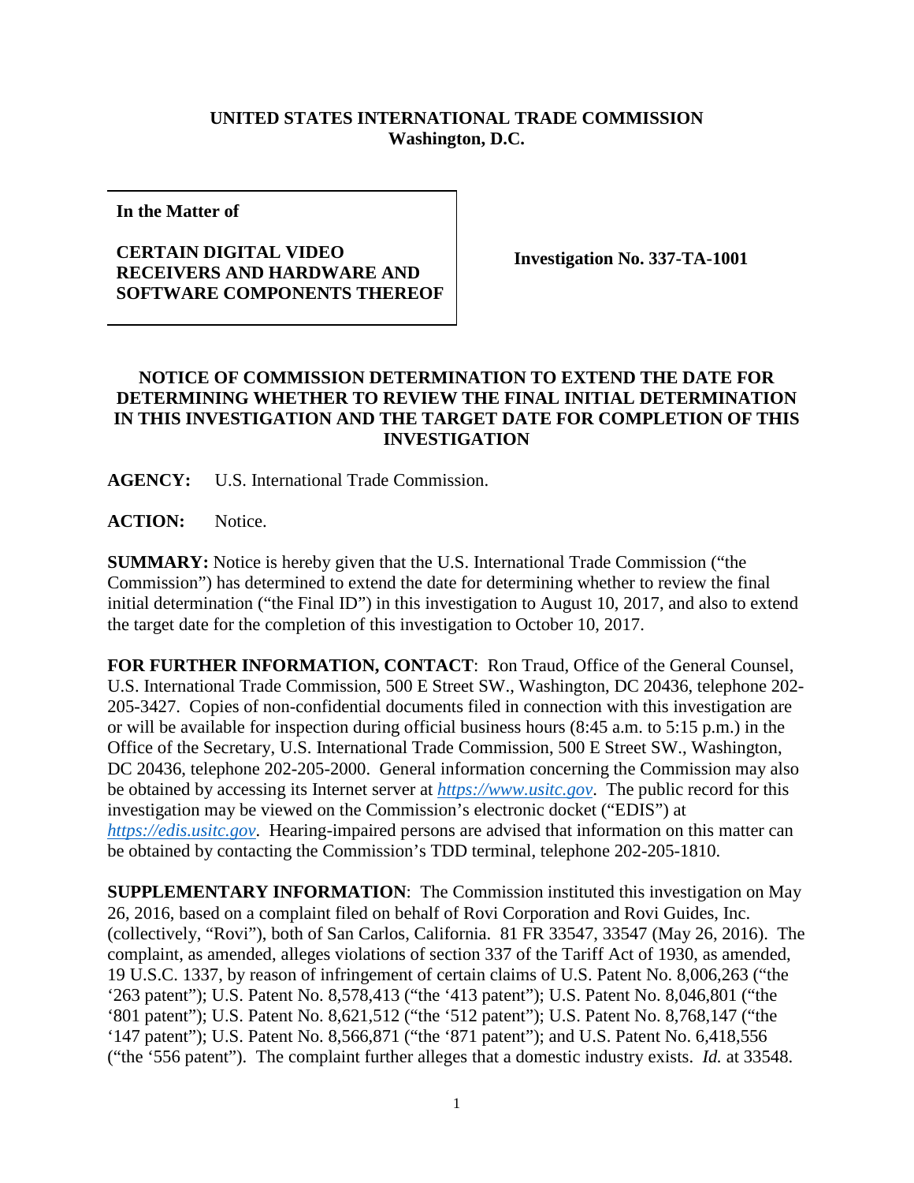**UNITED STATES INTERNATIONAL TRADE COMMISSION**
**Washington, D.C.**

| **In the Matter of**<br><br>**CERTAIN DIGITAL VIDEO RECEIVERS AND HARDWARE AND SOFTWARE COMPONENTS THEREOF** | **Investigation No. 337-TA-1001** |
|---|---|

## NOTICE OF COMMISSION DETERMINATION TO EXTEND THE DATE FOR DETERMINING WHETHER TO REVIEW THE FINAL INITIAL DETERMINATION IN THIS INVESTIGATION AND THE TARGET DATE FOR COMPLETION OF THIS INVESTIGATION

**AGENCY:** U.S. International Trade Commission.

**ACTION:** Notice.

**SUMMARY:** Notice is hereby given that the U.S. International Trade Commission ("the Commission") has determined to extend the date for determining whether to review the final initial determination ("the Final ID") in this investigation to August 10, 2017, and also to extend the target date for the completion of this investigation to October 10, 2017.

**FOR FURTHER INFORMATION, CONTACT**: Ron Traud, Office of the General Counsel, U.S. International Trade Commission, 500 E Street SW., Washington, DC 20436, telephone 202-205-3427. Copies of non-confidential documents filed in connection with this investigation are or will be available for inspection during official business hours (8:45 a.m. to 5:15 p.m.) in the Office of the Secretary, U.S. International Trade Commission, 500 E Street SW., Washington, DC 20436, telephone 202-205-2000. General information concerning the Commission may also be obtained by accessing its Internet server at *https://www.usitc.gov*. The public record for this investigation may be viewed on the Commission's electronic docket ("EDIS") at *https://edis.usitc.gov*. Hearing-impaired persons are advised that information on this matter can be obtained by contacting the Commission's TDD terminal, telephone 202-205-1810.

**SUPPLEMENTARY INFORMATION**: The Commission instituted this investigation on May 26, 2016, based on a complaint filed on behalf of Rovi Corporation and Rovi Guides, Inc. (collectively, "Rovi"), both of San Carlos, California. 81 FR 33547, 33547 (May 26, 2016). The complaint, as amended, alleges violations of section 337 of the Tariff Act of 1930, as amended, 19 U.S.C. 1337, by reason of infringement of certain claims of U.S. Patent No. 8,006,263 ("the '263 patent"); U.S. Patent No. 8,578,413 ("the '413 patent"); U.S. Patent No. 8,046,801 ("the '801 patent"); U.S. Patent No. 8,621,512 ("the '512 patent"); U.S. Patent No. 8,768,147 ("the '147 patent"); U.S. Patent No. 8,566,871 ("the '871 patent"); and U.S. Patent No. 6,418,556 ("the '556 patent"). The complaint further alleges that a domestic industry exists. *Id.* at 33548.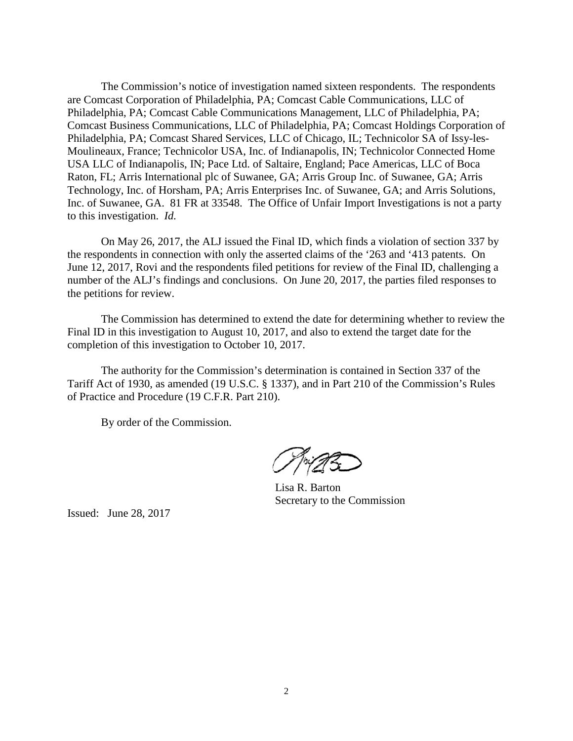The Commission's notice of investigation named sixteen respondents. The respondents are Comcast Corporation of Philadelphia, PA; Comcast Cable Communications, LLC of Philadelphia, PA; Comcast Cable Communications Management, LLC of Philadelphia, PA; Comcast Business Communications, LLC of Philadelphia, PA; Comcast Holdings Corporation of Philadelphia, PA; Comcast Shared Services, LLC of Chicago, IL; Technicolor SA of Issy-les-Moulineaux, France; Technicolor USA, Inc. of Indianapolis, IN; Technicolor Connected Home USA LLC of Indianapolis, IN; Pace Ltd. of Saltaire, England; Pace Americas, LLC of Boca Raton, FL; Arris International plc of Suwanee, GA; Arris Group Inc. of Suwanee, GA; Arris Technology, Inc. of Horsham, PA; Arris Enterprises Inc. of Suwanee, GA; and Arris Solutions, Inc. of Suwanee, GA. 81 FR at 33548. The Office of Unfair Import Investigations is not a party to this investigation. *Id.*

On May 26, 2017, the ALJ issued the Final ID, which finds a violation of section 337 by the respondents in connection with only the asserted claims of the '263 and '413 patents. On June 12, 2017, Rovi and the respondents filed petitions for review of the Final ID, challenging a number of the ALJ's findings and conclusions. On June 20, 2017, the parties filed responses to the petitions for review.

The Commission has determined to extend the date for determining whether to review the Final ID in this investigation to August 10, 2017, and also to extend the target date for the completion of this investigation to October 10, 2017.

The authority for the Commission's determination is contained in Section 337 of the Tariff Act of 1930, as amended (19 U.S.C. § 1337), and in Part 210 of the Commission's Rules of Practice and Procedure (19 C.F.R. Part 210).

By order of the Commission.

Lisa R. Barton
Secretary to the Commission

Issued: June 28, 2017